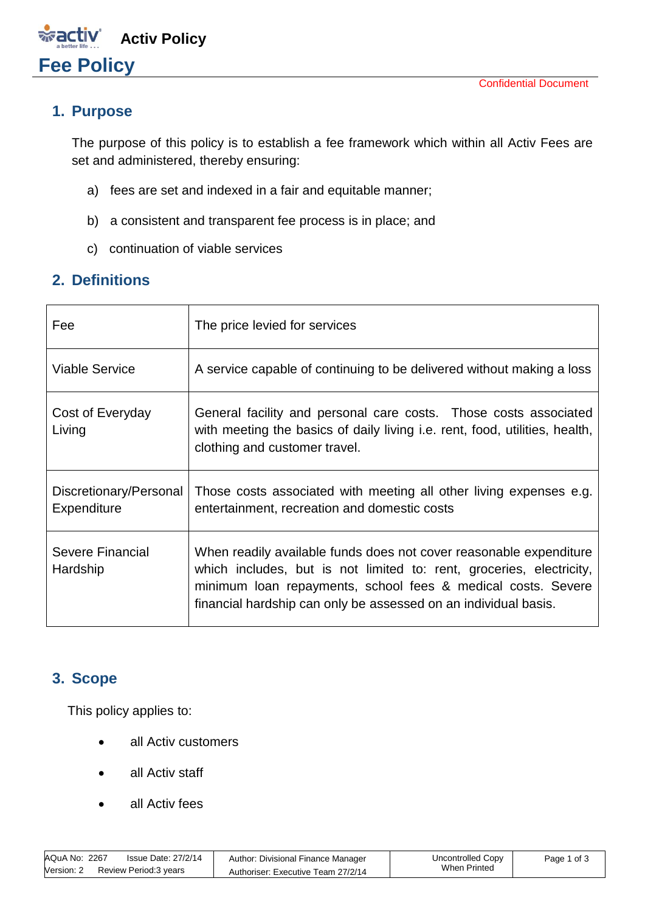# Activ Policy

# Fee Policy

Confidential Document

## 1. Purpose

The purpose of this policy is to establish a fee framework which within all Activ Fees are set and administered, thereby ensuring:

a) fees are set and indexed in a fair and equitable manner;

b) a consistent and transparent fee process is in place; and

c) continuation of viable services

## 2. Definitions

| | |
|---|---|
| Fee | The price levied for services |
| Viable Service | A service capable of continuing to be delivered without making a loss |
| Cost of Everyday Living | General facility and personal care costs. Those costs associated with meeting the basics of daily living i.e. rent, food, utilities, health, clothing and customer travel. |
| Discretionary/Personal Expenditure | Those costs associated with meeting all other living expenses e.g. entertainment, recreation and domestic costs |
| Severe Financial Hardship | When readily available funds does not cover reasonable expenditure which includes, but is not limited to: rent, groceries, electricity, minimum loan repayments, school fees & medical costs. Severe financial hardship can only be assessed on an individual basis. |

## 3. Scope

This policy applies to:

- all Activ customers
- all Activ staff
- all Activ fees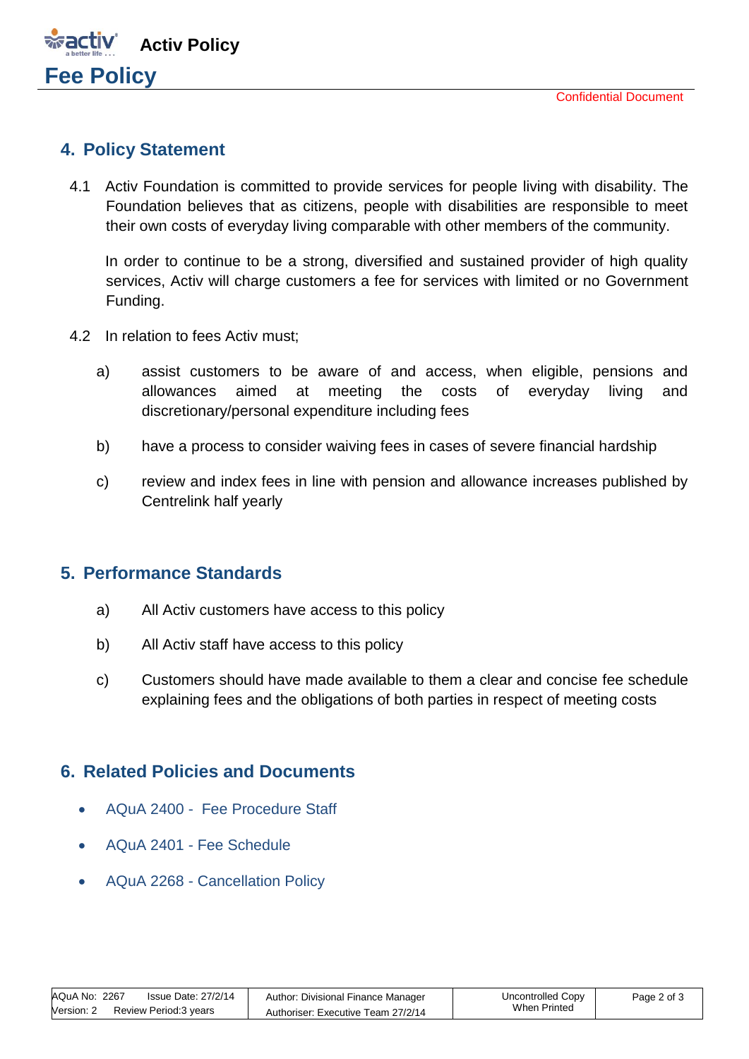## 4. Policy Statement

4.1 Activ Foundation is committed to provide services for people living with disability. The Foundation believes that as citizens, people with disabilities are responsible to meet their own costs of everyday living comparable with other members of the community.

In order to continue to be a strong, diversified and sustained provider of high quality services, Activ will charge customers a fee for services with limited or no Government Funding.

4.2 In relation to fees Activ must;

a) assist customers to be aware of and access, when eligible, pensions and allowances aimed at meeting the costs of everyday living and discretionary/personal expenditure including fees

b) have a process to consider waiving fees in cases of severe financial hardship

c) review and index fees in line with pension and allowance increases published by Centrelink half yearly

## 5. Performance Standards

a) All Activ customers have access to this policy

b) All Activ staff have access to this policy

c) Customers should have made available to them a clear and concise fee schedule explaining fees and the obligations of both parties in respect of meeting costs

## 6. Related Policies and Documents

- AQuA 2400 - Fee Procedure Staff
- AQuA 2401 - Fee Schedule
- AQuA 2268 - Cancellation Policy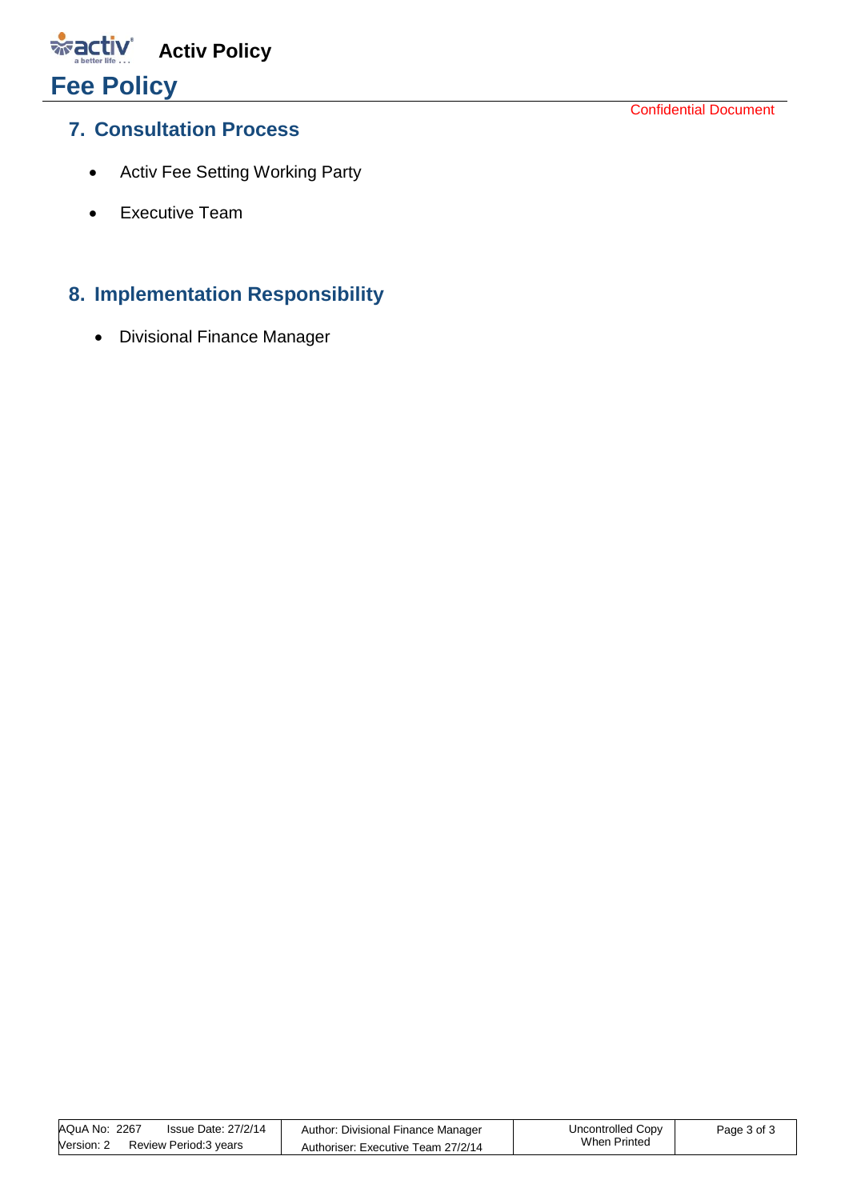## 7. Consultation Process

- Activ Fee Setting Working Party
- Executive Team

## 8. Implementation Responsibility

- Divisional Finance Manager